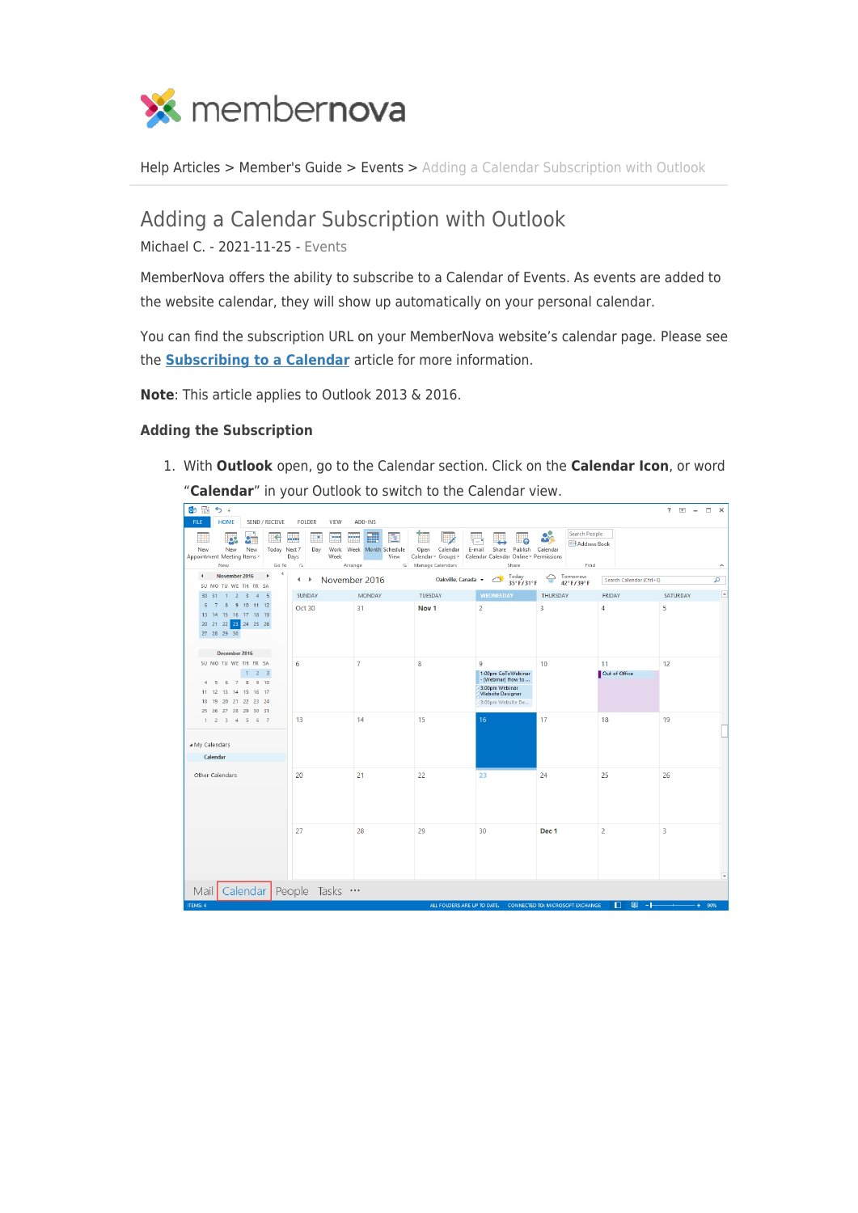Help Articles > Member's Guide > Events > Adding a Calendar Subscription with Outlook

# Adding a Calendar Subscription with Outlook

Michael C. - 2021-11-25 - Events

MemberNova offers the ability to subscribe to a Calendar of Events. As events are added to the website calendar, they will show up automatically on your personal calendar.

You can find the subscription URL on your MemberNova website's calendar page. Please see the **Subscribing to a Calendar** article for more information.

**Note**: This article applies to Outlook 2013 & 2016.

### Adding the Subscription

1. With **Outlook** open, go to the Calendar section. Click on the **Calendar Icon**, or word "**Calendar**" in your Outlook to switch to the Calendar view.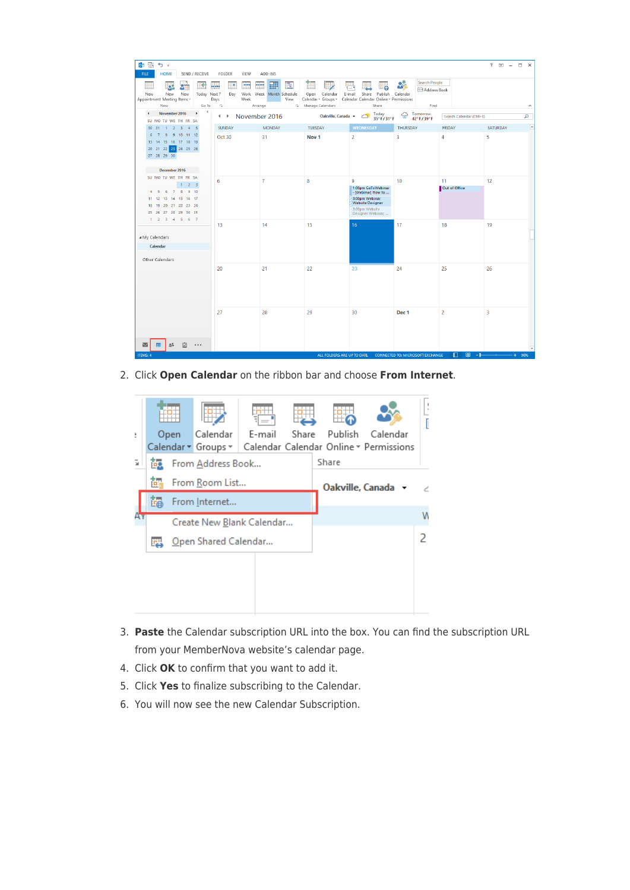2. Click **Open Calendar** on the ribbon bar and choose **From Internet**.

3. **Paste** the Calendar subscription URL into the box. You can find the subscription URL from your MemberNova website's calendar page.
4. Click **OK** to confirm that you want to add it.
5. Click **Yes** to finalize subscribing to the Calendar.
6. You will now see the new Calendar Subscription.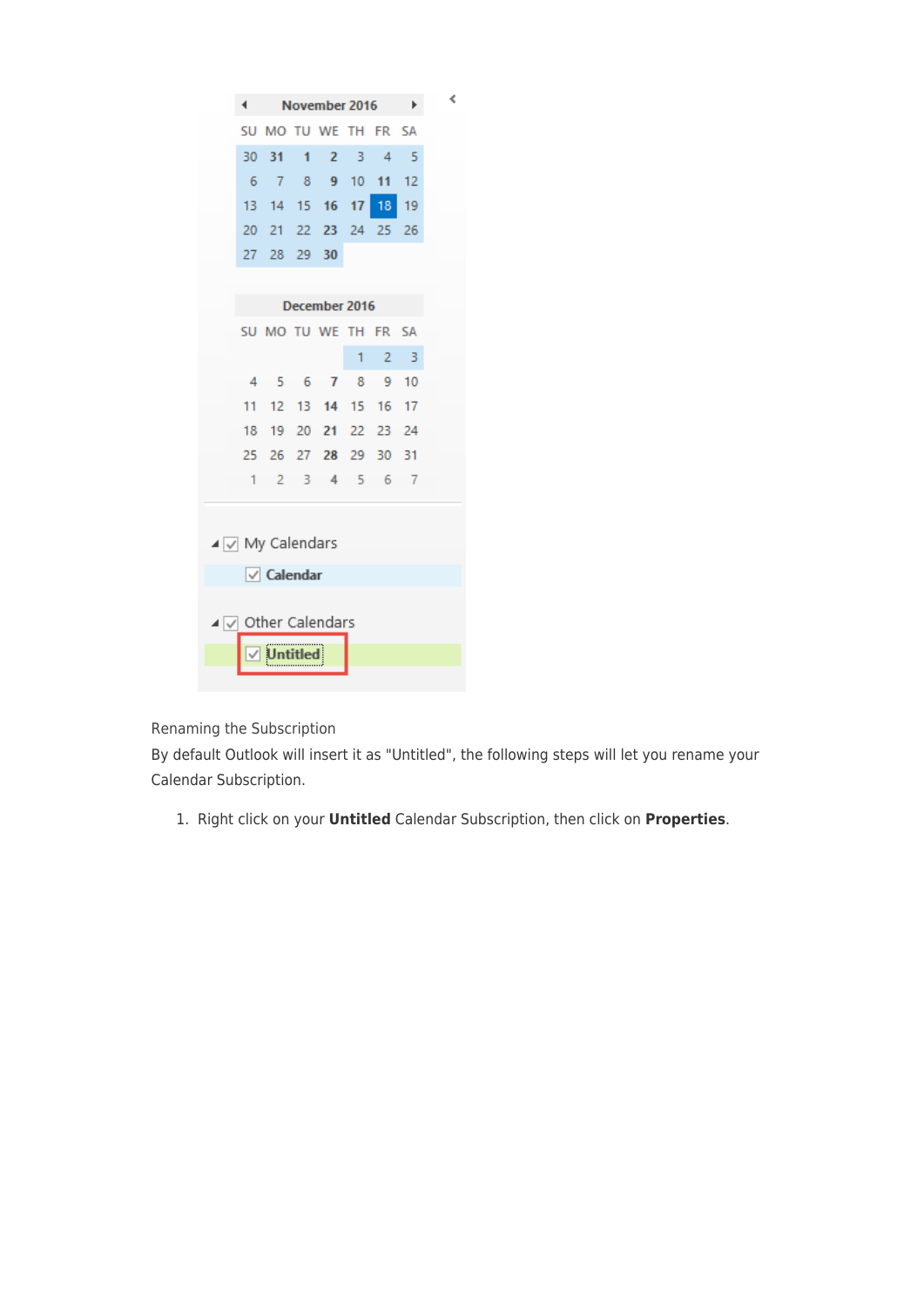Renaming the Subscription

By default Outlook will insert it as "Untitled", the following steps will let you rename your Calendar Subscription.

1. Right click on your **Untitled** Calendar Subscription, then click on **Properties**.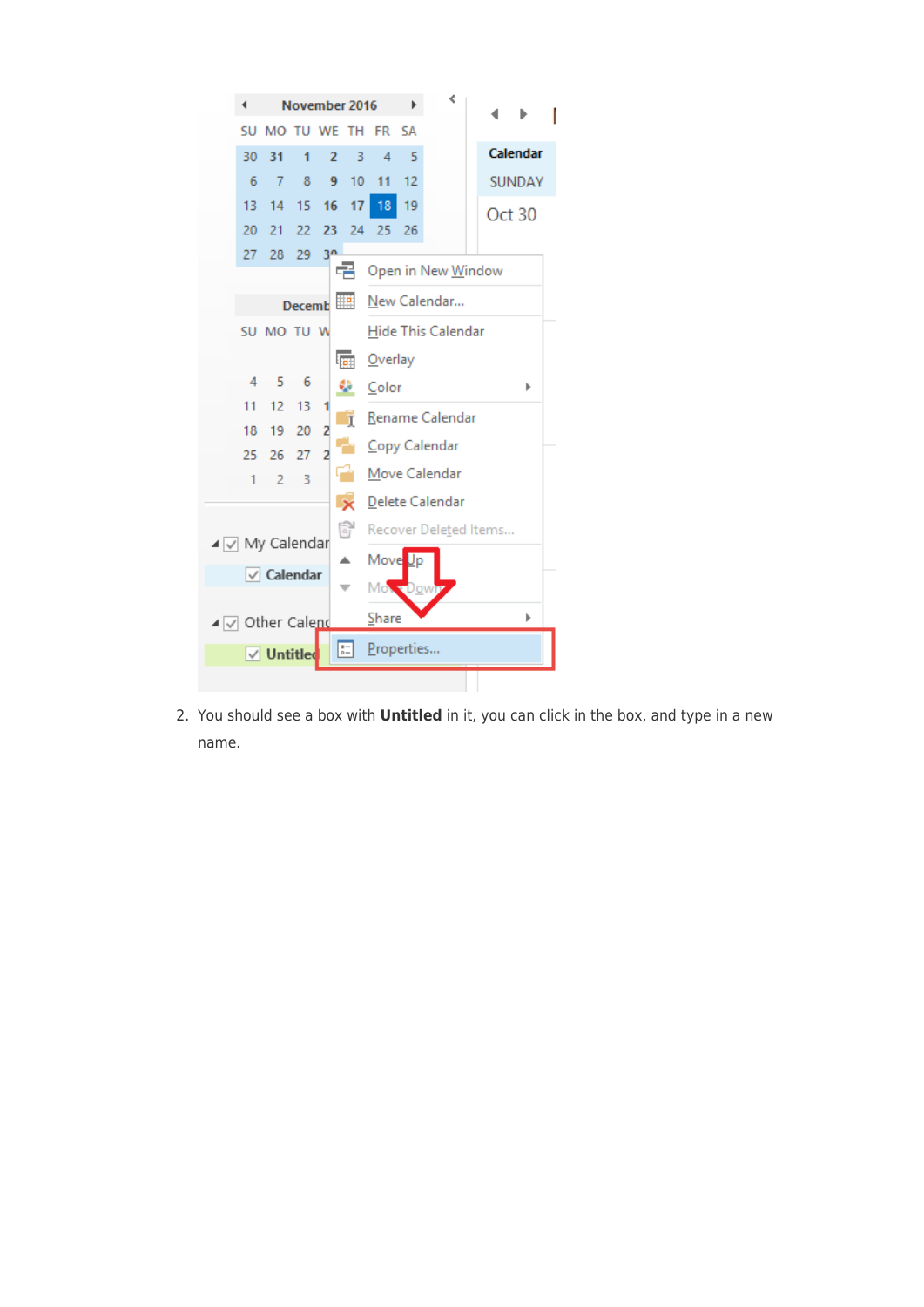2. You should see a box with **Untitled** in it, you can click in the box, and type in a new name.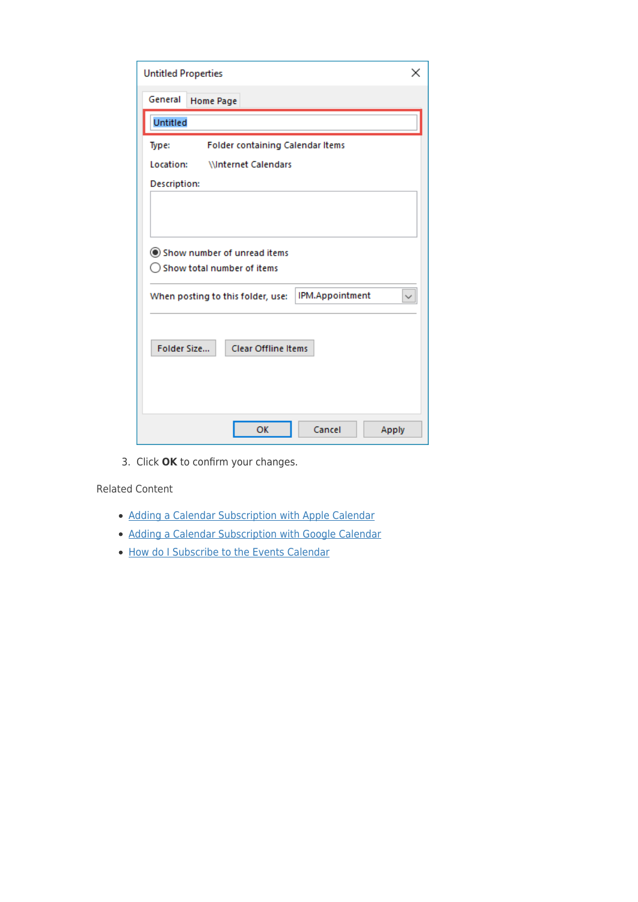3. Click **OK** to confirm your changes.

Related Content

- Adding a Calendar Subscription with Apple Calendar
- Adding a Calendar Subscription with Google Calendar
- How do I Subscribe to the Events Calendar